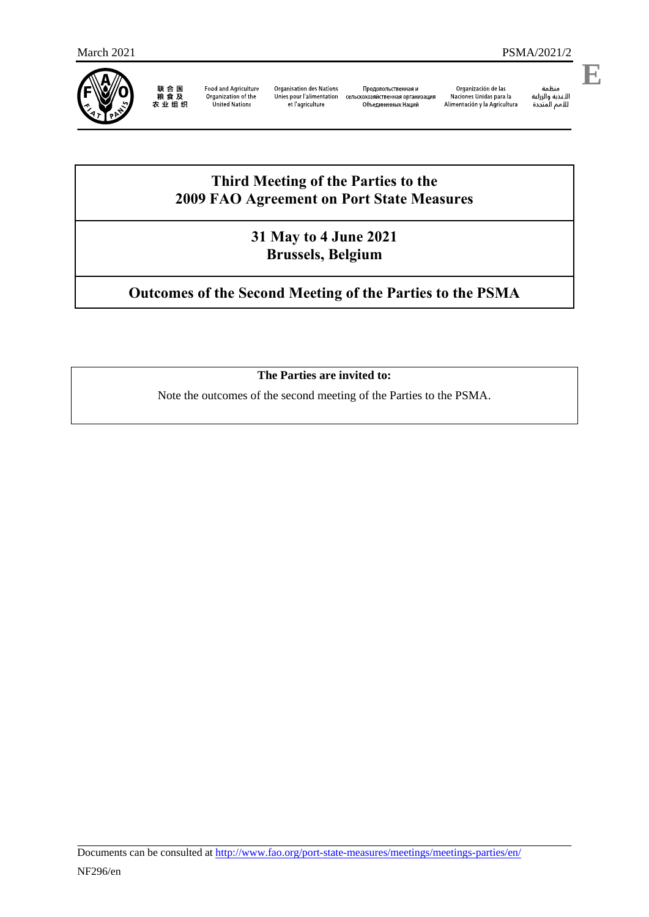March 2021 PSMA/2021/2

E

联合国粮食及农业组织 | Food and Agriculture Organization of the United Nations | Organisation des Nations Unies pour l'alimentation et l'agriculture | Продовольственная и сельскохозяйственная организация Объединенных Наций | Organización de las Naciones Unidas para la Alimentación y la Agricultura | منظمة الأغذية والزراعة للأمم المتحدة

# Third Meeting of the Parties to the 2009 FAO Agreement on Port State Measures

## 31 May to 4 June 2021
## Brussels, Belgium

## Outcomes of the Second Meeting of the Parties to the PSMA

**The Parties are invited to:**

Note the outcomes of the second meeting of the Parties to the PSMA.

Documents can be consulted at http://www.fao.org/port-state-measures/meetings/meetings-parties/en/

NF296/en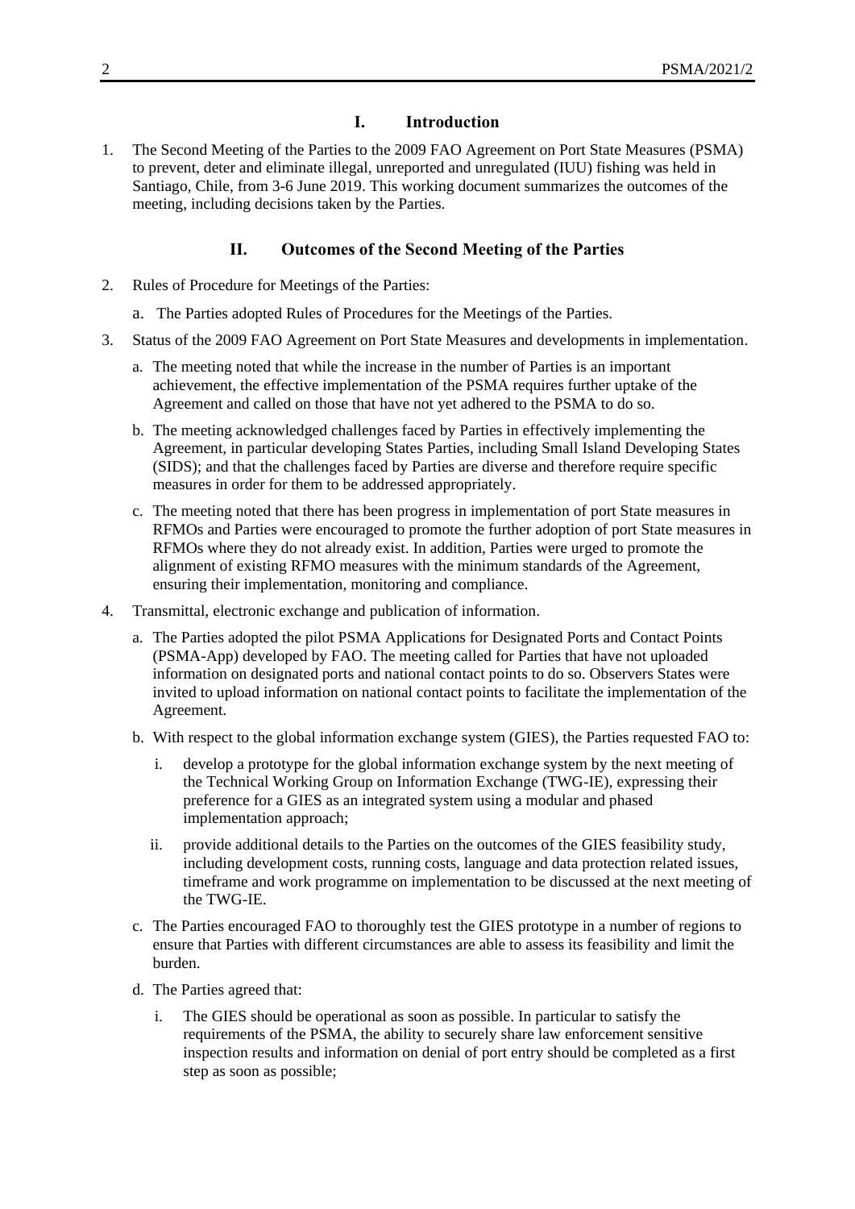## I. Introduction

1. The Second Meeting of the Parties to the 2009 FAO Agreement on Port State Measures (PSMA) to prevent, deter and eliminate illegal, unreported and unregulated (IUU) fishing was held in Santiago, Chile, from 3-6 June 2019. This working document summarizes the outcomes of the meeting, including decisions taken by the Parties.

## II. Outcomes of the Second Meeting of the Parties

2. Rules of Procedure for Meetings of the Parties:

   a. The Parties adopted Rules of Procedures for the Meetings of the Parties.

3. Status of the 2009 FAO Agreement on Port State Measures and developments in implementation.

   a. The meeting noted that while the increase in the number of Parties is an important achievement, the effective implementation of the PSMA requires further uptake of the Agreement and called on those that have not yet adhered to the PSMA to do so.

   b. The meeting acknowledged challenges faced by Parties in effectively implementing the Agreement, in particular developing States Parties, including Small Island Developing States (SIDS); and that the challenges faced by Parties are diverse and therefore require specific measures in order for them to be addressed appropriately.

   c. The meeting noted that there has been progress in implementation of port State measures in RFMOs and Parties were encouraged to promote the further adoption of port State measures in RFMOs where they do not already exist. In addition, Parties were urged to promote the alignment of existing RFMO measures with the minimum standards of the Agreement, ensuring their implementation, monitoring and compliance.

4. Transmittal, electronic exchange and publication of information.

   a. The Parties adopted the pilot PSMA Applications for Designated Ports and Contact Points (PSMA-App) developed by FAO. The meeting called for Parties that have not uploaded information on designated ports and national contact points to do so. Observers States were invited to upload information on national contact points to facilitate the implementation of the Agreement.

   b. With respect to the global information exchange system (GIES), the Parties requested FAO to:

      i. develop a prototype for the global information exchange system by the next meeting of the Technical Working Group on Information Exchange (TWG-IE), expressing their preference for a GIES as an integrated system using a modular and phased implementation approach;

      ii. provide additional details to the Parties on the outcomes of the GIES feasibility study, including development costs, running costs, language and data protection related issues, timeframe and work programme on implementation to be discussed at the next meeting of the TWG-IE.

   c. The Parties encouraged FAO to thoroughly test the GIES prototype in a number of regions to ensure that Parties with different circumstances are able to assess its feasibility and limit the burden.

   d. The Parties agreed that:

      i. The GIES should be operational as soon as possible. In particular to satisfy the requirements of the PSMA, the ability to securely share law enforcement sensitive inspection results and information on denial of port entry should be completed as a first step as soon as possible;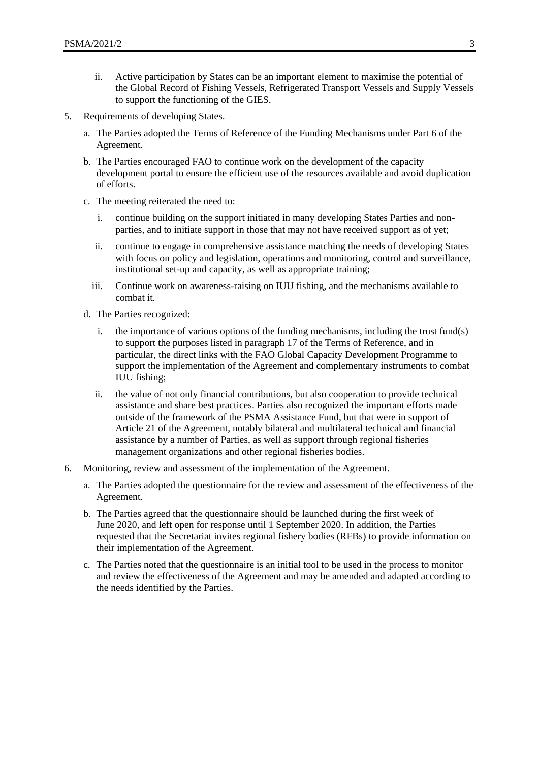ii. Active participation by States can be an important element to maximise the potential of the Global Record of Fishing Vessels, Refrigerated Transport Vessels and Supply Vessels to support the functioning of the GIES.

5. Requirements of developing States.

   a. The Parties adopted the Terms of Reference of the Funding Mechanisms under Part 6 of the Agreement.

   b. The Parties encouraged FAO to continue work on the development of the capacity development portal to ensure the efficient use of the resources available and avoid duplication of efforts.

   c. The meeting reiterated the need to:

      i. continue building on the support initiated in many developing States Parties and non-parties, and to initiate support in those that may not have received support as of yet;

      ii. continue to engage in comprehensive assistance matching the needs of developing States with focus on policy and legislation, operations and monitoring, control and surveillance, institutional set-up and capacity, as well as appropriate training;

      iii. Continue work on awareness-raising on IUU fishing, and the mechanisms available to combat it.

   d. The Parties recognized:

      i. the importance of various options of the funding mechanisms, including the trust fund(s) to support the purposes listed in paragraph 17 of the Terms of Reference, and in particular, the direct links with the FAO Global Capacity Development Programme to support the implementation of the Agreement and complementary instruments to combat IUU fishing;

      ii. the value of not only financial contributions, but also cooperation to provide technical assistance and share best practices. Parties also recognized the important efforts made outside of the framework of the PSMA Assistance Fund, but that were in support of Article 21 of the Agreement, notably bilateral and multilateral technical and financial assistance by a number of Parties, as well as support through regional fisheries management organizations and other regional fisheries bodies.

6. Monitoring, review and assessment of the implementation of the Agreement.

   a. The Parties adopted the questionnaire for the review and assessment of the effectiveness of the Agreement.

   b. The Parties agreed that the questionnaire should be launched during the first week of June 2020, and left open for response until 1 September 2020. In addition, the Parties requested that the Secretariat invites regional fishery bodies (RFBs) to provide information on their implementation of the Agreement.

   c. The Parties noted that the questionnaire is an initial tool to be used in the process to monitor and review the effectiveness of the Agreement and may be amended and adapted according to the needs identified by the Parties.